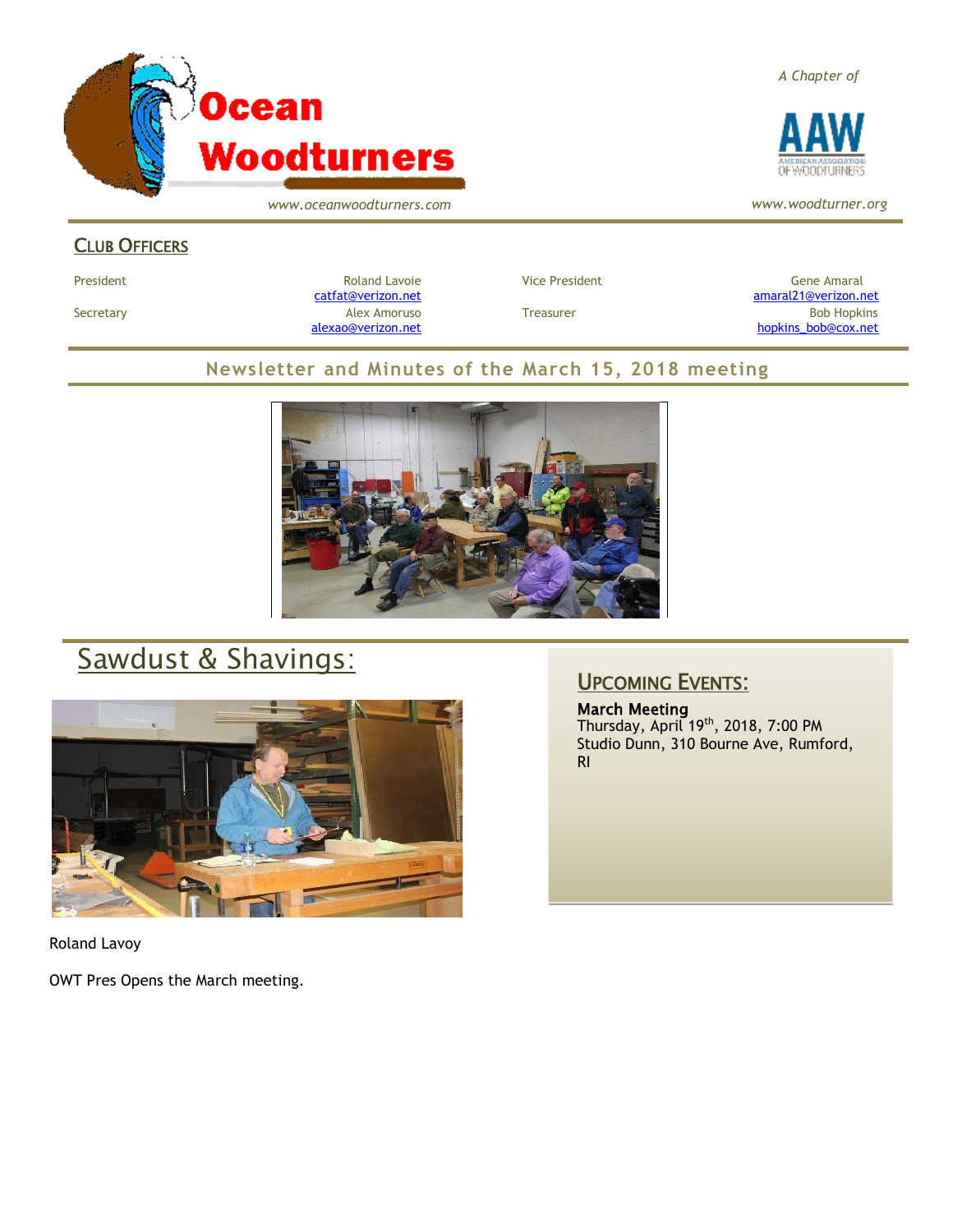# Ocean Woodturners

*A Chapter of*

AAW — American Association of Woodturners

*www.oceanwoodturners.com*

*www.woodturner.org*

## CLUB OFFICERS

| | | | |
|---|---|---|---|
| President | Roland Lavoie catfat@verizon.net | Vice President | Gene Amaral amaral21@verizon.net |
| Secretary | Alex Amoruso alexao@verizon.net | Treasurer | Bob Hopkins hopkins_bob@cox.net |

## Newsletter and Minutes of the March 15, 2018 meeting

# Sawdust & Shavings:

Roland Lavoy

OWT Pres Opens the March meeting.

## UPCOMING EVENTS:

**March Meeting**
Thursday, April 19th, 2018, 7:00 PM
Studio Dunn, 310 Bourne Ave, Rumford, RI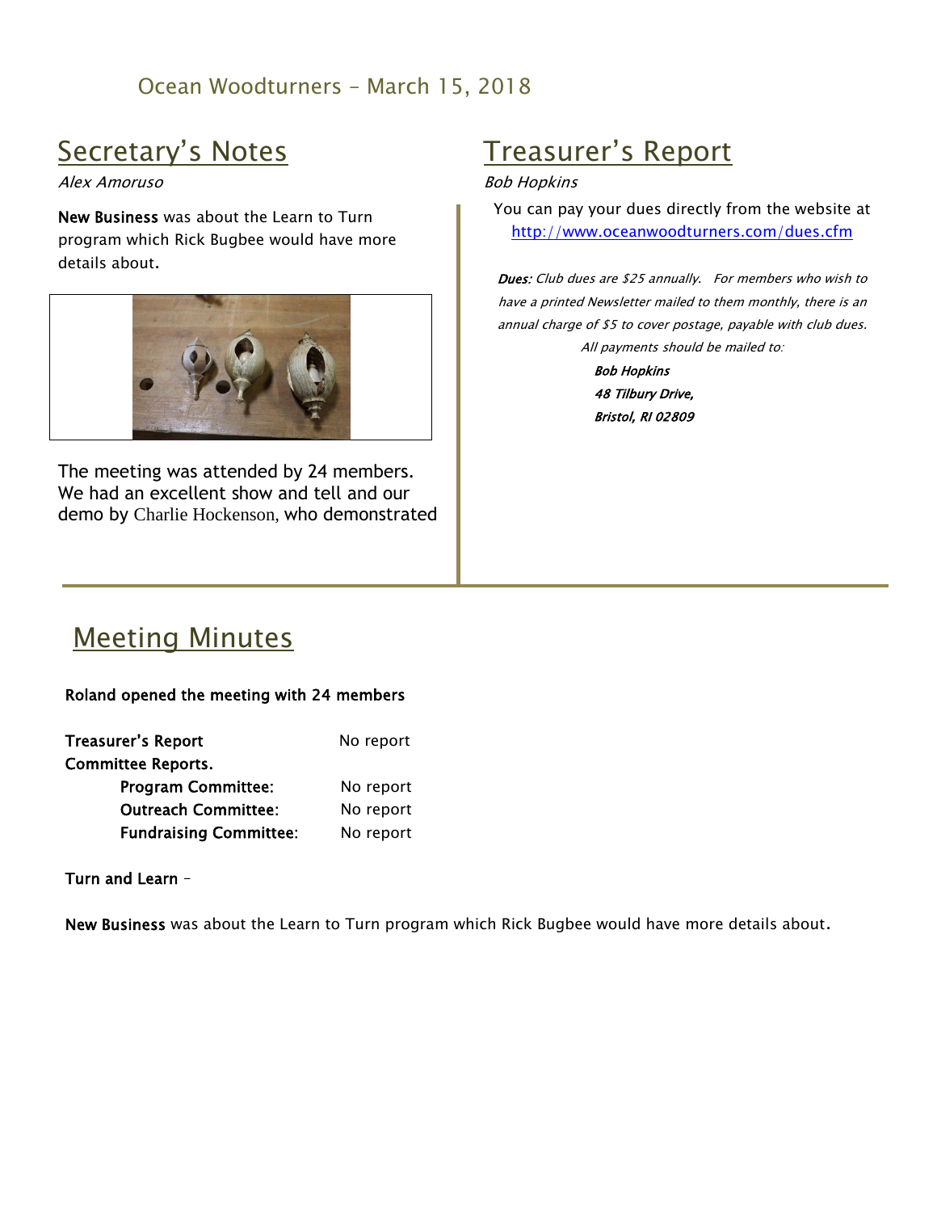Ocean Woodturners – March 15, 2018

## Secretary's Notes

*Alex Amoruso*

**New Business** was about the Learn to Turn program which Rick Bugbee would have more details about.

The meeting was attended by 24 members. We had an excellent show and tell and our demo by Charlie Hockenson, who demonstrated

## Treasurer's Report

*Bob Hopkins*

You can pay your dues directly from the website at http://www.oceanwoodturners.com/dues.cfm

***Dues:*** *Club dues are $25 annually. For members who wish to have a printed Newsletter mailed to them monthly, there is an annual charge of $5 to cover postage, payable with club dues.*

*All payments should be mailed to:*

***Bob Hopkins***
***48 Tilbury Drive,***
***Bristol, RI 02809***

## Meeting Minutes

**Roland opened the meeting with 24 members**

| | |
|---|---|
| **Treasurer's Report** | No report |
| **Committee Reports.** | |
| **Program Committee:** | No report |
| **Outreach Committee:** | No report |
| **Fundraising Committee:** | No report |

**Turn and Learn** –

**New Business** was about the Learn to Turn program which Rick Bugbee would have more details about.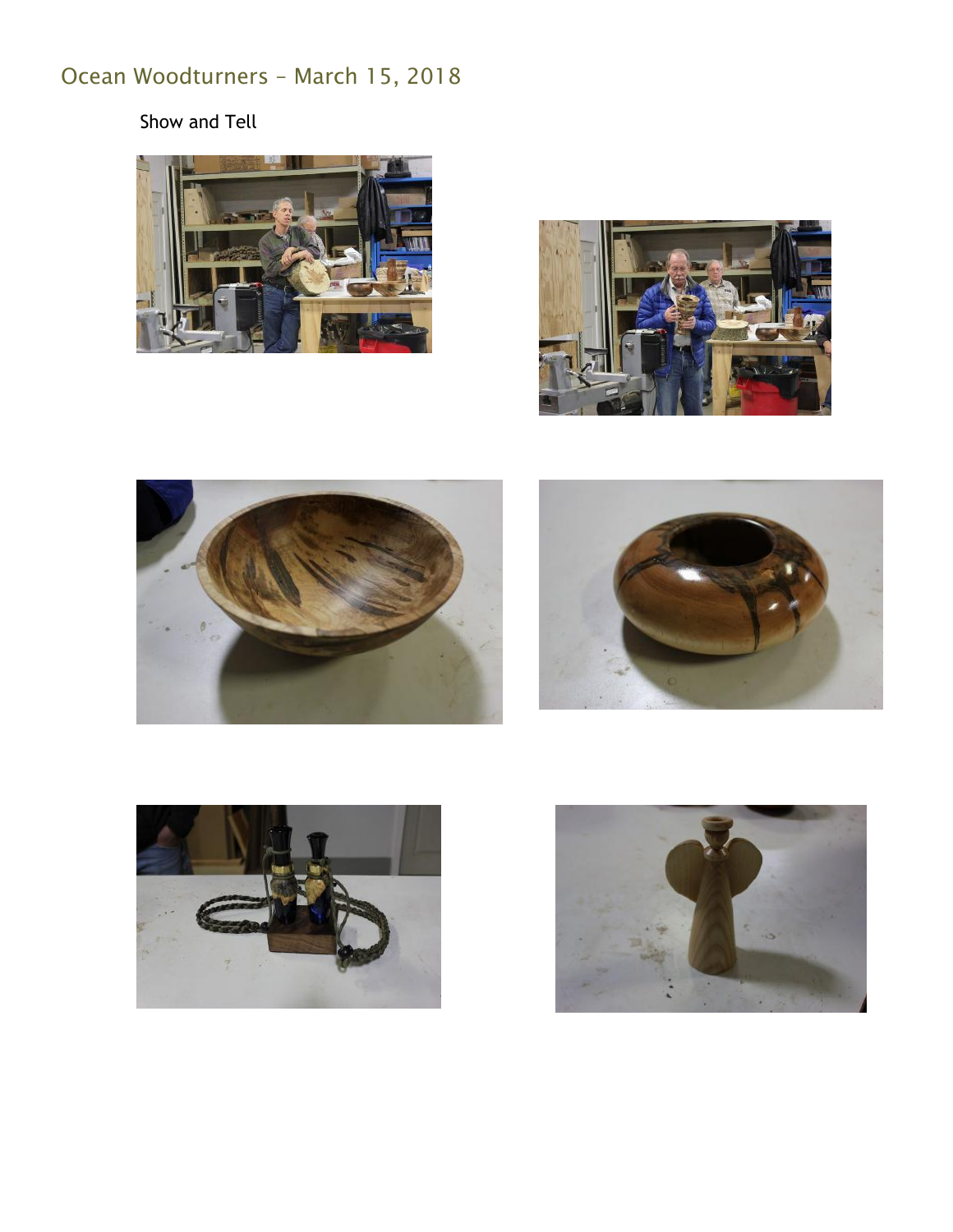## Ocean Woodturners – March 15, 2018

Show and Tell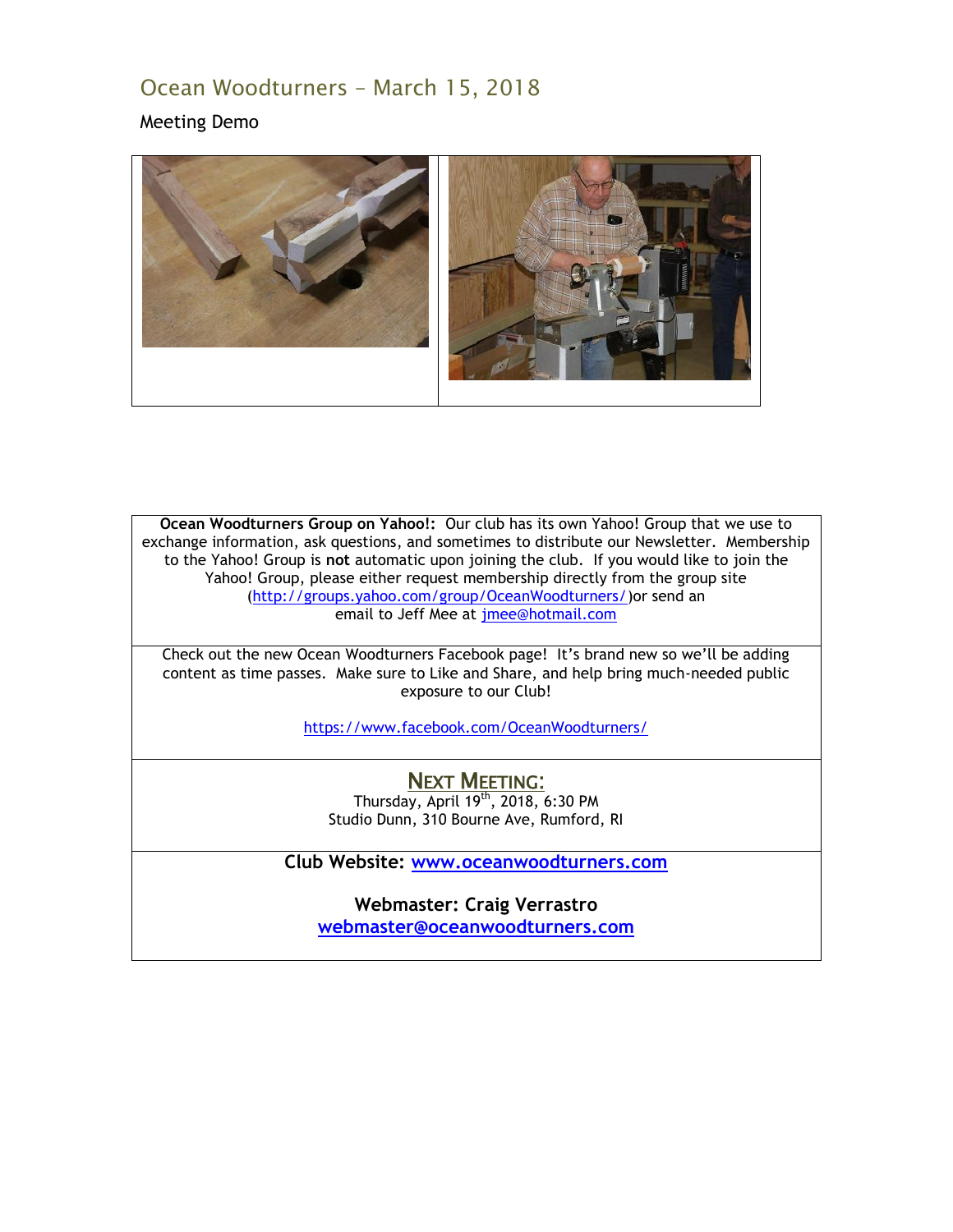# Ocean Woodturners – March 15, 2018

Meeting Demo

**Ocean Woodturners Group on Yahoo!:** Our club has its own Yahoo! Group that we use to exchange information, ask questions, and sometimes to distribute our Newsletter. Membership to the Yahoo! Group is **not** automatic upon joining the club. If you would like to join the Yahoo! Group, please either request membership directly from the group site (http://groups.yahoo.com/group/OceanWoodturners/)or send an email to Jeff Mee at jmee@hotmail.com

Check out the new Ocean Woodturners Facebook page! It's brand new so we'll be adding content as time passes. Make sure to Like and Share, and help bring much-needed public exposure to our Club!

https://www.facebook.com/OceanWoodturners/

## NEXT MEETING:

Thursday, April 19th, 2018, 6:30 PM
Studio Dunn, 310 Bourne Ave, Rumford, RI

**Club Website: www.oceanwoodturners.com**

**Webmaster: Craig Verrastro**
**webmaster@oceanwoodturners.com**